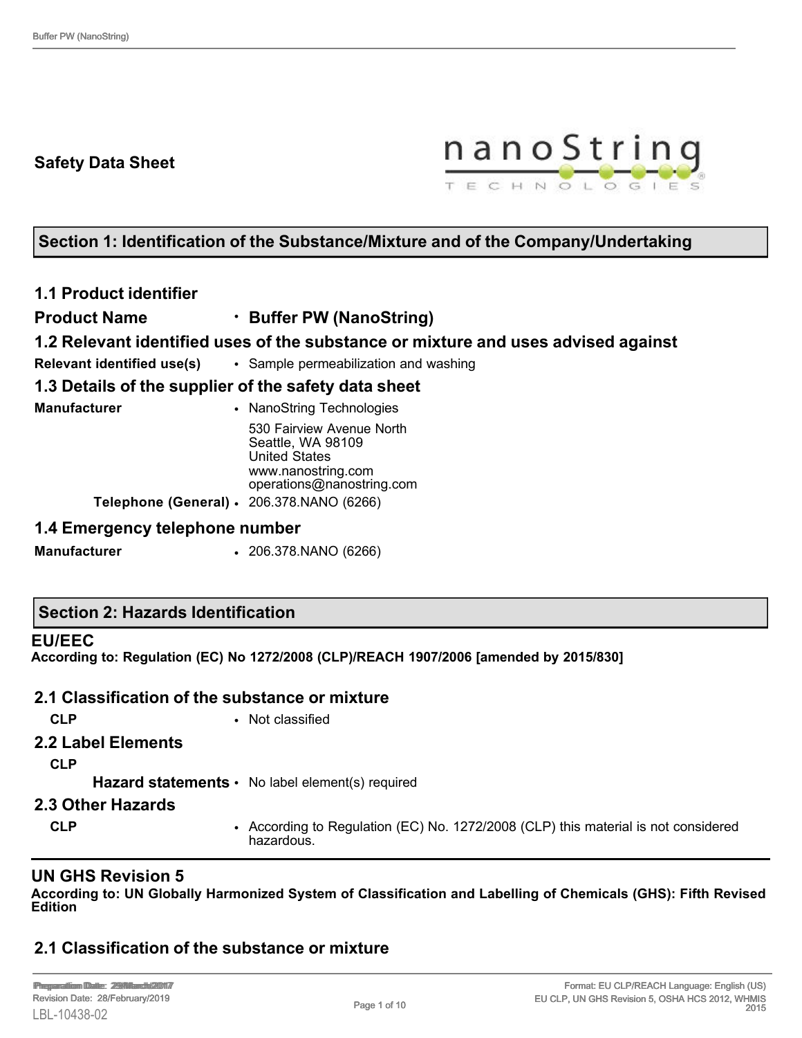# Safety Data Sheet

## Section 1: Identification of the Substance/Mixture and of the Company/Undertaking

### 1.1 Product identifier

**Product Name** • **Buffer PW (NanoString)**

### 1.2 Relevant identified uses of the substance or mixture and uses advised against

**Relevant identified use(s)** • Sample permeabilization and washing

### 1.3 Details of the supplier of the safety data sheet

**Manufacturer** • NanoString Technologies
530 Fairview Avenue North
Seattle, WA 98109
United States
www.nanostring.com
operations@nanostring.com

**Telephone (General)** • 206.378.NANO (6266)

### 1.4 Emergency telephone number

**Manufacturer** • 206.378.NANO (6266)

## Section 2: Hazards Identification

### EU/EEC

**According to: Regulation (EC) No 1272/2008 (CLP)/REACH 1907/2006 [amended by 2015/830]**

### 2.1 Classification of the substance or mixture

**CLP** • Not classified

### 2.2 Label Elements

**CLP**

**Hazard statements** • No label element(s) required

### 2.3 Other Hazards

**CLP** • According to Regulation (EC) No. 1272/2008 (CLP) this material is not considered hazardous.

### UN GHS Revision 5

**According to: UN Globally Harmonized System of Classification and Labelling of Chemicals (GHS): Fifth Revised Edition**

### 2.1 Classification of the substance or mixture

Preparation Date: 29/March/2017
Revision Date: 28/February/2019
LBL-10438-02

Format: EU CLP/REACH Language: English (US)
EU CLP, UN GHS Revision 5, OSHA HCS 2012, WHMIS 2015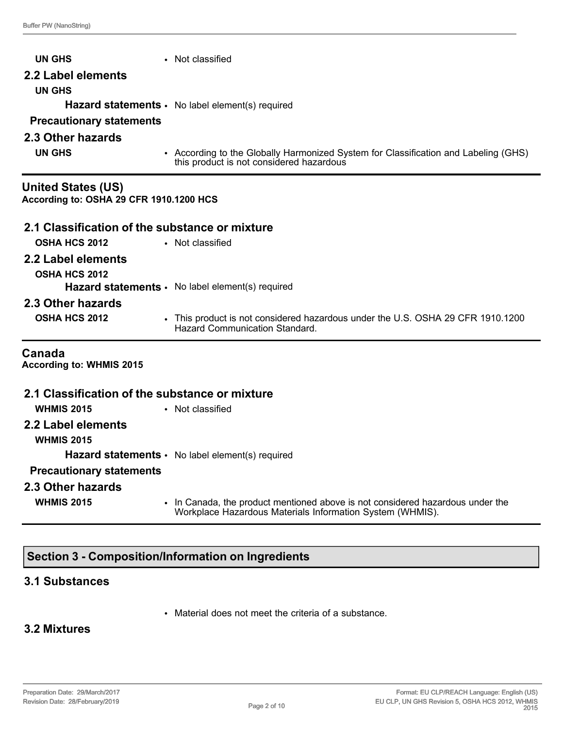**UN GHS** • Not classified

### 2.2 Label elements

**UN GHS**

**Hazard statements** • No label element(s) required

**Precautionary statements**

### 2.3 Other hazards

**UN GHS** • According to the Globally Harmonized System for Classification and Labeling (GHS) this product is not considered hazardous

## United States (US)

**According to: OSHA 29 CFR 1910.1200 HCS**

### 2.1 Classification of the substance or mixture

**OSHA HCS 2012** • Not classified

### 2.2 Label elements

**OSHA HCS 2012**

**Hazard statements** • No label element(s) required

### 2.3 Other hazards

**OSHA HCS 2012** • This product is not considered hazardous under the U.S. OSHA 29 CFR 1910.1200 Hazard Communication Standard.

## Canada

**According to: WHMIS 2015**

### 2.1 Classification of the substance or mixture

**WHMIS 2015** • Not classified

### 2.2 Label elements

**WHMIS 2015**

**Hazard statements** • No label element(s) required

**Precautionary statements**

### 2.3 Other hazards

**WHMIS 2015** • In Canada, the product mentioned above is not considered hazardous under the Workplace Hazardous Materials Information System (WHMIS).

## Section 3 - Composition/Information on Ingredients

### 3.1 Substances

• Material does not meet the criteria of a substance.

### 3.2 Mixtures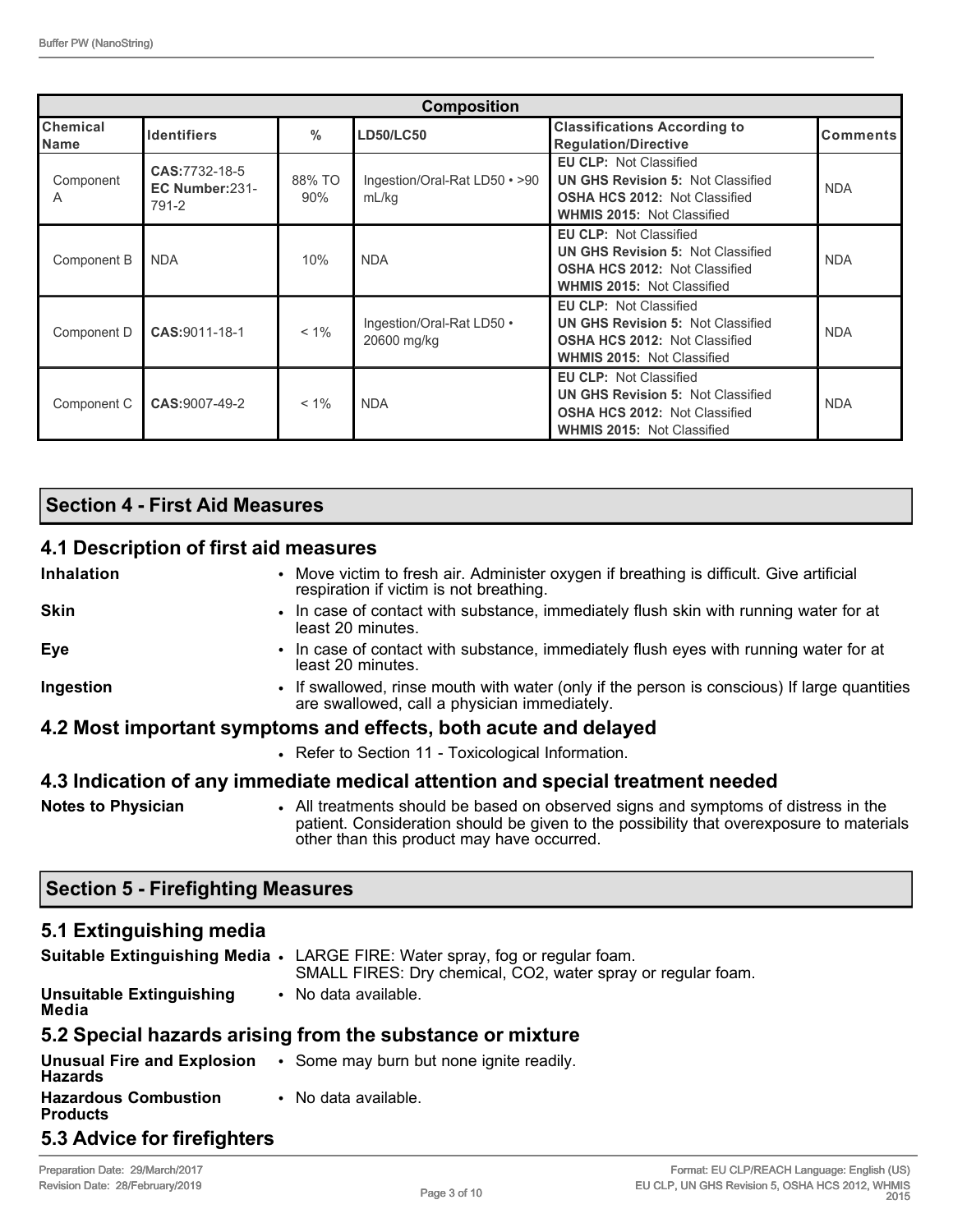| Composition | | | | | |
|---|---|---|---|---|---|
| **Chemical Name** | **Identifiers** | **%** | **LD50/LC50** | **Classifications According to Regulation/Directive** | **Comments** |
| Component A | **CAS:**7732-18-5 **EC Number:**231-791-2 | 88% TO 90% | Ingestion/Oral-Rat LD50 • >90 mL/kg | **EU CLP:** Not Classified **UN GHS Revision 5:** Not Classified **OSHA HCS 2012:** Not Classified **WHMIS 2015:** Not Classified | NDA |
| Component B | NDA | 10% | NDA | **EU CLP:** Not Classified **UN GHS Revision 5:** Not Classified **OSHA HCS 2012:** Not Classified **WHMIS 2015:** Not Classified | NDA |
| Component D | **CAS:**9011-18-1 | < 1% | Ingestion/Oral-Rat LD50 • 20600 mg/kg | **EU CLP:** Not Classified **UN GHS Revision 5:** Not Classified **OSHA HCS 2012:** Not Classified **WHMIS 2015:** Not Classified | NDA |
| Component C | **CAS:**9007-49-2 | < 1% | NDA | **EU CLP:** Not Classified **UN GHS Revision 5:** Not Classified **OSHA HCS 2012:** Not Classified **WHMIS 2015:** Not Classified | NDA |

## Section 4 - First Aid Measures

### 4.1 Description of first aid measures

**Inhalation**
- Move victim to fresh air. Administer oxygen if breathing is difficult. Give artificial respiration if victim is not breathing.

**Skin**
- In case of contact with substance, immediately flush skin with running water for at least 20 minutes.

**Eye**
- In case of contact with substance, immediately flush eyes with running water for at least 20 minutes.

**Ingestion**
- If swallowed, rinse mouth with water (only if the person is conscious) If large quantities are swallowed, call a physician immediately.

### 4.2 Most important symptoms and effects, both acute and delayed

- Refer to Section 11 - Toxicological Information.

### 4.3 Indication of any immediate medical attention and special treatment needed

**Notes to Physician**
- All treatments should be based on observed signs and symptoms of distress in the patient. Consideration should be given to the possibility that overexposure to materials other than this product may have occurred.

## Section 5 - Firefighting Measures

### 5.1 Extinguishing media

**Suitable Extinguishing Media**
- LARGE FIRE: Water spray, fog or regular foam.
  SMALL FIRES: Dry chemical, CO2, water spray or regular foam.

**Unsuitable Extinguishing Media**
- No data available.

### 5.2 Special hazards arising from the substance or mixture

**Unusual Fire and Explosion Hazards**
- Some may burn but none ignite readily.

**Hazardous Combustion Products**
- No data available.

### 5.3 Advice for firefighters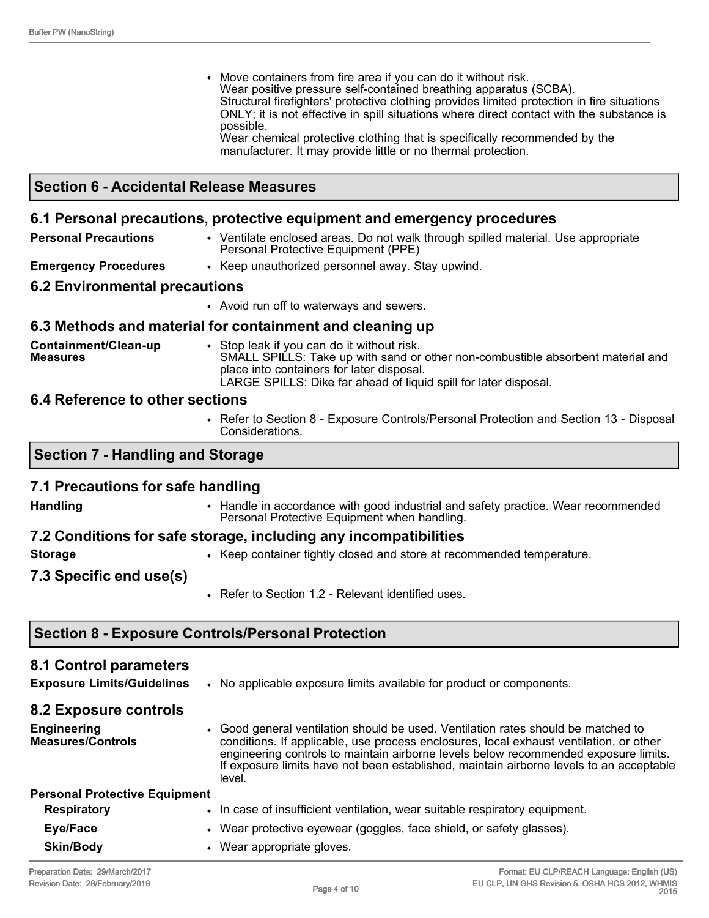- Move containers from fire area if you can do it without risk.
  Wear positive pressure self-contained breathing apparatus (SCBA).
  Structural firefighters' protective clothing provides limited protection in fire situations ONLY; it is not effective in spill situations where direct contact with the substance is possible.
  Wear chemical protective clothing that is specifically recommended by the manufacturer. It may provide little or no thermal protection.

## Section 6 - Accidental Release Measures

### 6.1 Personal precautions, protective equipment and emergency procedures

**Personal Precautions**

- Ventilate enclosed areas. Do not walk through spilled material. Use appropriate Personal Protective Equipment (PPE)

**Emergency Procedures**

- Keep unauthorized personnel away. Stay upwind.

### 6.2 Environmental precautions

- Avoid run off to waterways and sewers.

### 6.3 Methods and material for containment and cleaning up

**Containment/Clean-up Measures**

- Stop leak if you can do it without risk.
  SMALL SPILLS: Take up with sand or other non-combustible absorbent material and place into containers for later disposal.
  LARGE SPILLS: Dike far ahead of liquid spill for later disposal.

### 6.4 Reference to other sections

- Refer to Section 8 - Exposure Controls/Personal Protection and Section 13 - Disposal Considerations.

## Section 7 - Handling and Storage

### 7.1 Precautions for safe handling

**Handling**

- Handle in accordance with good industrial and safety practice. Wear recommended Personal Protective Equipment when handling.

### 7.2 Conditions for safe storage, including any incompatibilities

**Storage**

- Keep container tightly closed and store at recommended temperature.

### 7.3 Specific end use(s)

- Refer to Section 1.2 - Relevant identified uses.

## Section 8 - Exposure Controls/Personal Protection

### 8.1 Control parameters

**Exposure Limits/Guidelines**

- No applicable exposure limits available for product or components.

### 8.2 Exposure controls

**Engineering Measures/Controls**

- Good general ventilation should be used. Ventilation rates should be matched to conditions. If applicable, use process enclosures, local exhaust ventilation, or other engineering controls to maintain airborne levels below recommended exposure limits. If exposure limits have not been established, maintain airborne levels to an acceptable level.

**Personal Protective Equipment**

**Respiratory**

- In case of insufficient ventilation, wear suitable respiratory equipment.

**Eye/Face**

- Wear protective eyewear (goggles, face shield, or safety glasses).

**Skin/Body**

- Wear appropriate gloves.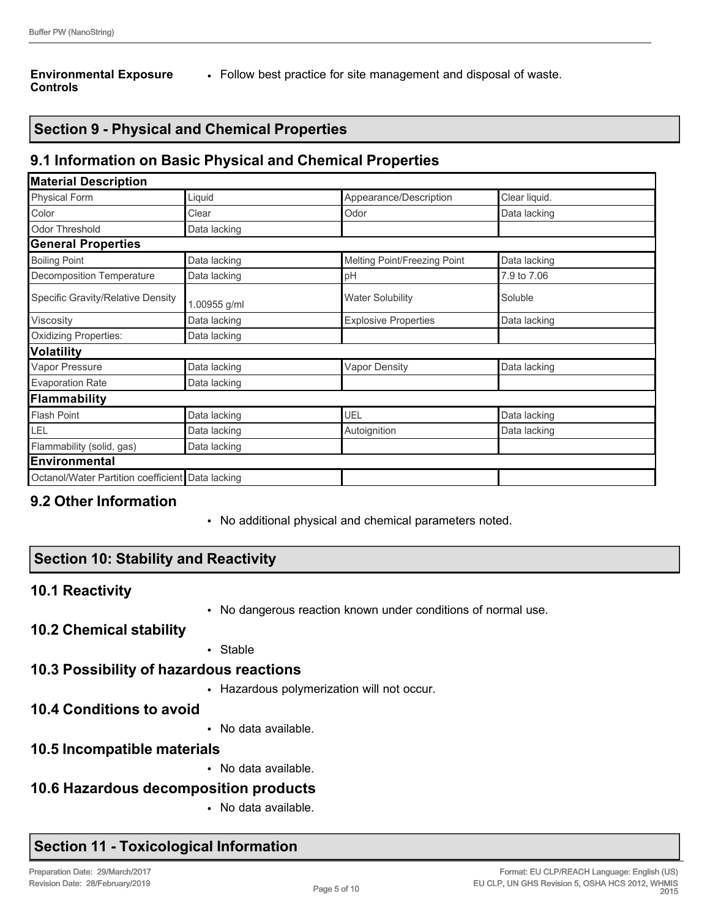**Environmental Exposure Controls**

- Follow best practice for site management and disposal of waste.

## Section 9 - Physical and Chemical Properties

### 9.1 Information on Basic Physical and Chemical Properties

| Material Description | | | |
|---|---|---|---|
| Physical Form | Liquid | Appearance/Description | Clear liquid. |
| Color | Clear | Odor | Data lacking |
| Odor Threshold | Data lacking | | |
| **General Properties** | | | |
| Boiling Point | Data lacking | Melting Point/Freezing Point | Data lacking |
| Decomposition Temperature | Data lacking | pH | 7.9 to 7.06 |
| Specific Gravity/Relative Density | 1.00955 g/ml | Water Solubility | Soluble |
| Viscosity | Data lacking | Explosive Properties | Data lacking |
| Oxidizing Properties: | Data lacking | | |
| **Volatility** | | | |
| Vapor Pressure | Data lacking | Vapor Density | Data lacking |
| Evaporation Rate | Data lacking | | |
| **Flammability** | | | |
| Flash Point | Data lacking | UEL | Data lacking |
| LEL | Data lacking | Autoignition | Data lacking |
| Flammability (solid, gas) | Data lacking | | |
| **Environmental** | | | |
| Octanol/Water Partition coefficient | Data lacking | | |

### 9.2 Other Information

- No additional physical and chemical parameters noted.

## Section 10: Stability and Reactivity

### 10.1 Reactivity

- No dangerous reaction known under conditions of normal use.

### 10.2 Chemical stability

- Stable

### 10.3 Possibility of hazardous reactions

- Hazardous polymerization will not occur.

### 10.4 Conditions to avoid

- No data available.

### 10.5 Incompatible materials

- No data available.

### 10.6 Hazardous decomposition products

- No data available.

## Section 11 - Toxicological Information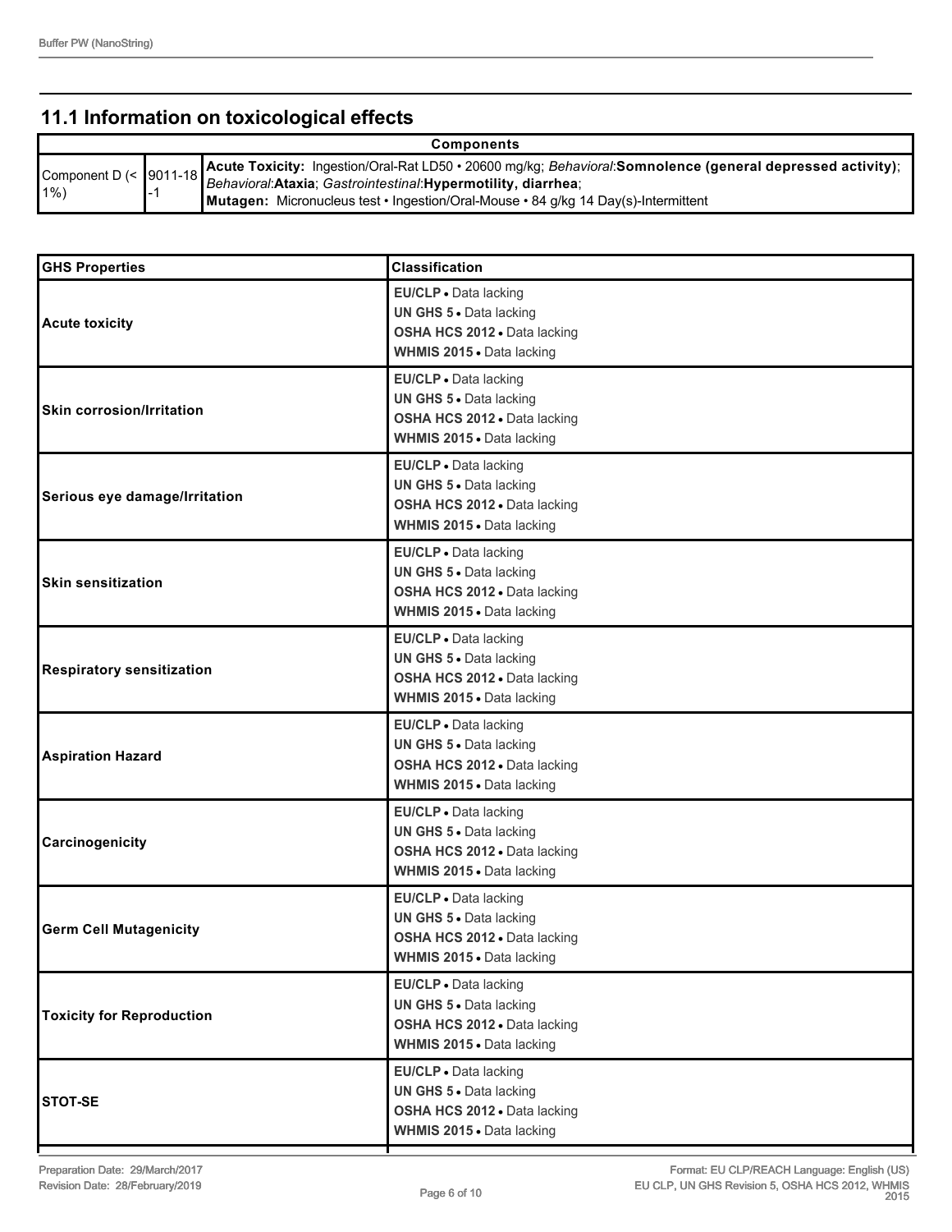## 11.1 Information on toxicological effects

| Components | | |
|---|---|---|
| Component D (< 1%) | 9011-18-1 | **Acute Toxicity:** Ingestion/Oral-Rat LD50 • 20600 mg/kg; *Behavioral*:**Somnolence (general depressed activity)**; *Behavioral*:**Ataxia**; *Gastrointestinal*:**Hypermotility, diarrhea**; **Mutagen:** Micronucleus test • Ingestion/Oral-Mouse • 84 g/kg 14 Day(s)-Intermittent |

| GHS Properties | Classification |
|---|---|
| **Acute toxicity** | **EU/CLP** • Data lacking<br>**UN GHS 5** • Data lacking<br>**OSHA HCS 2012** • Data lacking<br>**WHMIS 2015** • Data lacking |
| **Skin corrosion/Irritation** | **EU/CLP** • Data lacking<br>**UN GHS 5** • Data lacking<br>**OSHA HCS 2012** • Data lacking<br>**WHMIS 2015** • Data lacking |
| **Serious eye damage/Irritation** | **EU/CLP** • Data lacking<br>**UN GHS 5** • Data lacking<br>**OSHA HCS 2012** • Data lacking<br>**WHMIS 2015** • Data lacking |
| **Skin sensitization** | **EU/CLP** • Data lacking<br>**UN GHS 5** • Data lacking<br>**OSHA HCS 2012** • Data lacking<br>**WHMIS 2015** • Data lacking |
| **Respiratory sensitization** | **EU/CLP** • Data lacking<br>**UN GHS 5** • Data lacking<br>**OSHA HCS 2012** • Data lacking<br>**WHMIS 2015** • Data lacking |
| **Aspiration Hazard** | **EU/CLP** • Data lacking<br>**UN GHS 5** • Data lacking<br>**OSHA HCS 2012** • Data lacking<br>**WHMIS 2015** • Data lacking |
| **Carcinogenicity** | **EU/CLP** • Data lacking<br>**UN GHS 5** • Data lacking<br>**OSHA HCS 2012** • Data lacking<br>**WHMIS 2015** • Data lacking |
| **Germ Cell Mutagenicity** | **EU/CLP** • Data lacking<br>**UN GHS 5** • Data lacking<br>**OSHA HCS 2012** • Data lacking<br>**WHMIS 2015** • Data lacking |
| **Toxicity for Reproduction** | **EU/CLP** • Data lacking<br>**UN GHS 5** • Data lacking<br>**OSHA HCS 2012** • Data lacking<br>**WHMIS 2015** • Data lacking |
| **STOT-SE** | **EU/CLP** • Data lacking<br>**UN GHS 5** • Data lacking<br>**OSHA HCS 2012** • Data lacking<br>**WHMIS 2015** • Data lacking |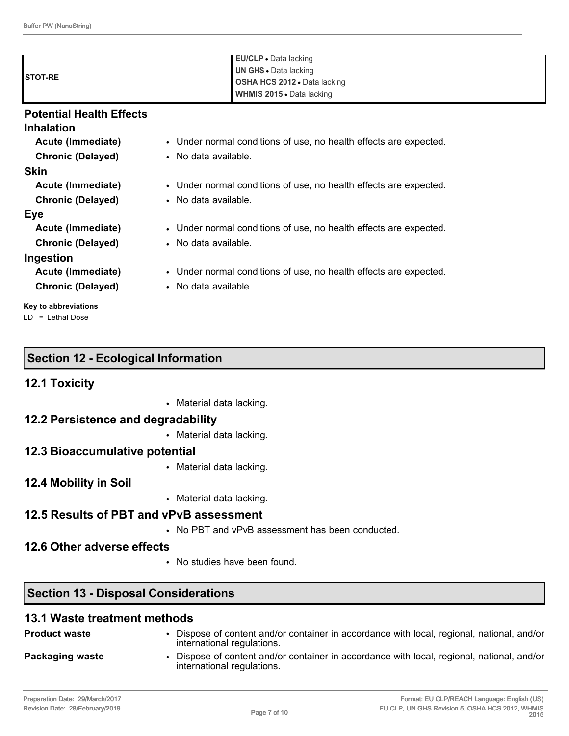| STOT-RE | **EU/CLP** • Data lacking<br>**UN GHS** • Data lacking<br>**OSHA HCS 2012** • Data lacking<br>**WHMIS 2015** • Data lacking |
|---|---|

### Potential Health Effects

#### Inhalation

**Acute (Immediate)**
- Under normal conditions of use, no health effects are expected.

**Chronic (Delayed)**
- No data available.

#### Skin

**Acute (Immediate)**
- Under normal conditions of use, no health effects are expected.

**Chronic (Delayed)**
- No data available.

#### Eye

**Acute (Immediate)**
- Under normal conditions of use, no health effects are expected.

**Chronic (Delayed)**
- No data available.

#### Ingestion

**Acute (Immediate)**
- Under normal conditions of use, no health effects are expected.

**Chronic (Delayed)**
- No data available.

**Key to abbreviations**

LD = Lethal Dose

## Section 12 - Ecological Information

### 12.1 Toxicity

- Material data lacking.

### 12.2 Persistence and degradability

- Material data lacking.

### 12.3 Bioaccumulative potential

- Material data lacking.

### 12.4 Mobility in Soil

- Material data lacking.

### 12.5 Results of PBT and vPvB assessment

- No PBT and vPvB assessment has been conducted.

### 12.6 Other adverse effects

- No studies have been found.

## Section 13 - Disposal Considerations

### 13.1 Waste treatment methods

**Product waste**
- Dispose of content and/or container in accordance with local, regional, national, and/or international regulations.

**Packaging waste**
- Dispose of content and/or container in accordance with local, regional, national, and/or international regulations.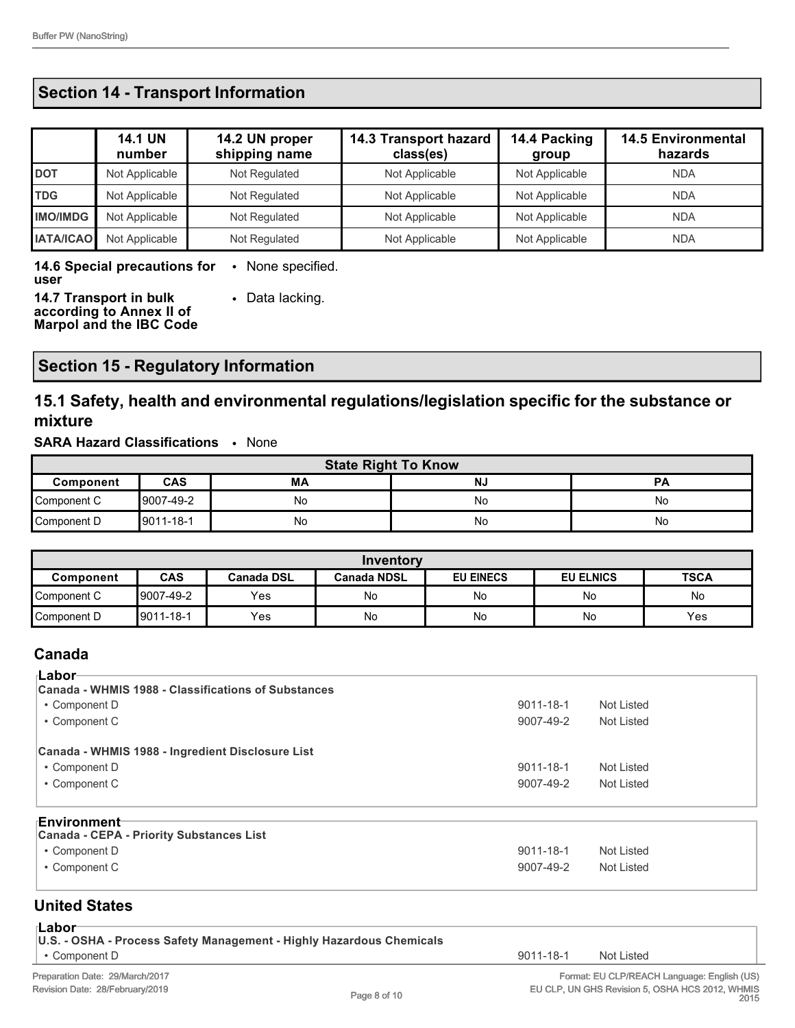## Section 14 - Transport Information

| | 14.1 UN number | 14.2 UN proper shipping name | 14.3 Transport hazard class(es) | 14.4 Packing group | 14.5 Environmental hazards |
|---|---|---|---|---|---|
| **DOT** | Not Applicable | Not Regulated | Not Applicable | Not Applicable | NDA |
| **TDG** | Not Applicable | Not Regulated | Not Applicable | Not Applicable | NDA |
| **IMO/IMDG** | Not Applicable | Not Regulated | Not Applicable | Not Applicable | NDA |
| **IATA/ICAO** | Not Applicable | Not Regulated | Not Applicable | Not Applicable | NDA |

**14.6 Special precautions for user**
- None specified.

**14.7 Transport in bulk according to Annex II of Marpol and the IBC Code**
- Data lacking.

## Section 15 - Regulatory Information

### 15.1 Safety, health and environmental regulations/legislation specific for the substance or mixture

**SARA Hazard Classifications**
- None

| State Right To Know | | | | |
|---|---|---|---|---|
| **Component** | **CAS** | **MA** | **NJ** | **PA** |
| Component C | 9007-49-2 | No | No | No |
| Component D | 9011-18-1 | No | No | No |

| Inventory | | | | | | |
|---|---|---|---|---|---|---|
| **Component** | **CAS** | **Canada DSL** | **Canada NDSL** | **EU EINECS** | **EU ELNICS** | **TSCA** |
| Component C | 9007-49-2 | Yes | No | No | No | No |
| Component D | 9011-18-1 | Yes | No | No | No | Yes |

### Canada

**Labor**

**Canada - WHMIS 1988 - Classifications of Substances**
- Component D 9011-18-1 Not Listed
- Component C 9007-49-2 Not Listed

**Canada - WHMIS 1988 - Ingredient Disclosure List**
- Component D 9011-18-1 Not Listed
- Component C 9007-49-2 Not Listed

**Environment**

**Canada - CEPA - Priority Substances List**
- Component D 9011-18-1 Not Listed
- Component C 9007-49-2 Not Listed

### United States

**Labor**

**U.S. - OSHA - Process Safety Management - Highly Hazardous Chemicals**
- Component D 9011-18-1 Not Listed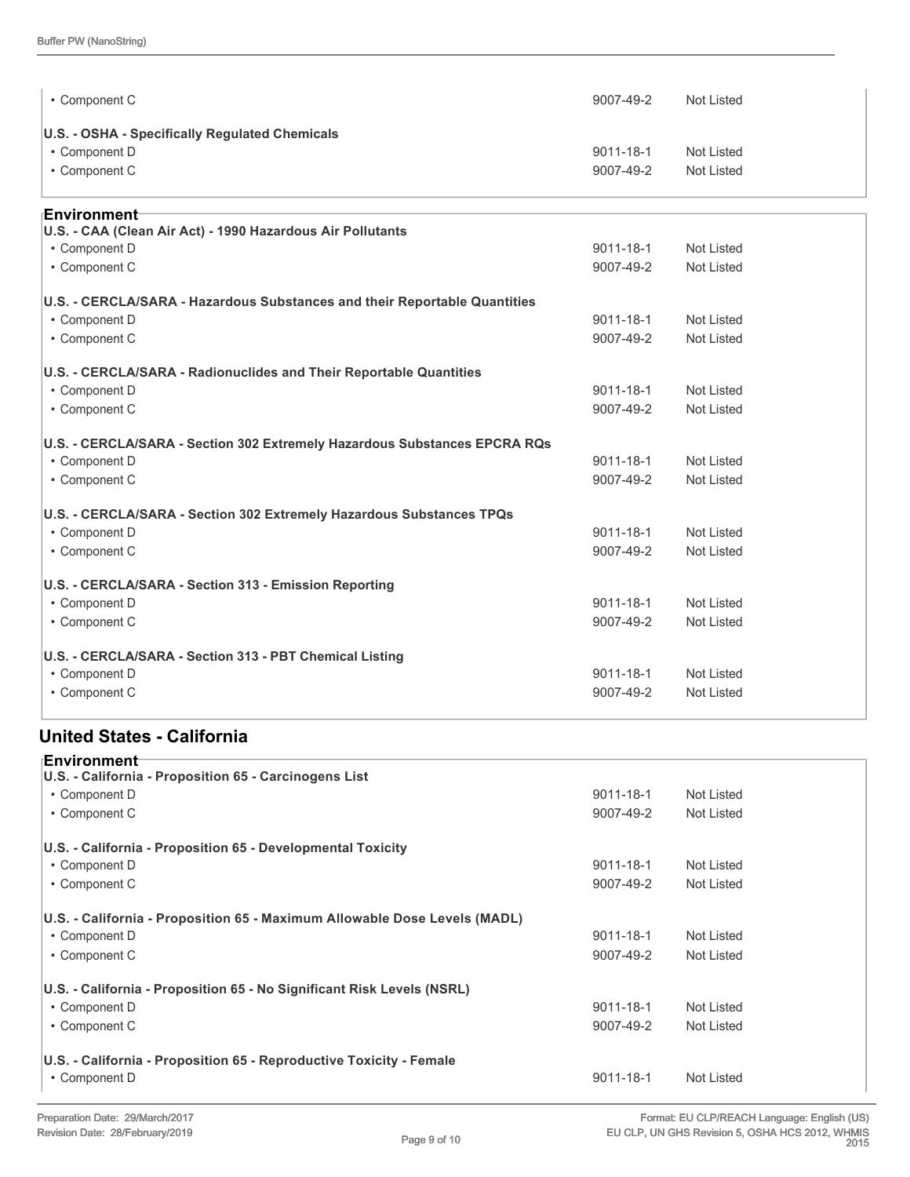| | | |
|---|---|---|
| • Component C | 9007-49-2 | Not Listed |
| **U.S. - OSHA - Specifically Regulated Chemicals** | | |
| • Component D | 9011-18-1 | Not Listed |
| • Component C | 9007-49-2 | Not Listed |

**Environment**

| | | |
|---|---|---|
| **U.S. - CAA (Clean Air Act) - 1990 Hazardous Air Pollutants** | | |
| • Component D | 9011-18-1 | Not Listed |
| • Component C | 9007-49-2 | Not Listed |
| **U.S. - CERCLA/SARA - Hazardous Substances and their Reportable Quantities** | | |
| • Component D | 9011-18-1 | Not Listed |
| • Component C | 9007-49-2 | Not Listed |
| **U.S. - CERCLA/SARA - Radionuclides and Their Reportable Quantities** | | |
| • Component D | 9011-18-1 | Not Listed |
| • Component C | 9007-49-2 | Not Listed |
| **U.S. - CERCLA/SARA - Section 302 Extremely Hazardous Substances EPCRA RQs** | | |
| • Component D | 9011-18-1 | Not Listed |
| • Component C | 9007-49-2 | Not Listed |
| **U.S. - CERCLA/SARA - Section 302 Extremely Hazardous Substances TPQs** | | |
| • Component D | 9011-18-1 | Not Listed |
| • Component C | 9007-49-2 | Not Listed |
| **U.S. - CERCLA/SARA - Section 313 - Emission Reporting** | | |
| • Component D | 9011-18-1 | Not Listed |
| • Component C | 9007-49-2 | Not Listed |
| **U.S. - CERCLA/SARA - Section 313 - PBT Chemical Listing** | | |
| • Component D | 9011-18-1 | Not Listed |
| • Component C | 9007-49-2 | Not Listed |

## United States - California

**Environment**

| | | |
|---|---|---|
| **U.S. - California - Proposition 65 - Carcinogens List** | | |
| • Component D | 9011-18-1 | Not Listed |
| • Component C | 9007-49-2 | Not Listed |
| **U.S. - California - Proposition 65 - Developmental Toxicity** | | |
| • Component D | 9011-18-1 | Not Listed |
| • Component C | 9007-49-2 | Not Listed |
| **U.S. - California - Proposition 65 - Maximum Allowable Dose Levels (MADL)** | | |
| • Component D | 9011-18-1 | Not Listed |
| • Component C | 9007-49-2 | Not Listed |
| **U.S. - California - Proposition 65 - No Significant Risk Levels (NSRL)** | | |
| • Component D | 9011-18-1 | Not Listed |
| • Component C | 9007-49-2 | Not Listed |
| **U.S. - California - Proposition 65 - Reproductive Toxicity - Female** | | |
| • Component D | 9011-18-1 | Not Listed |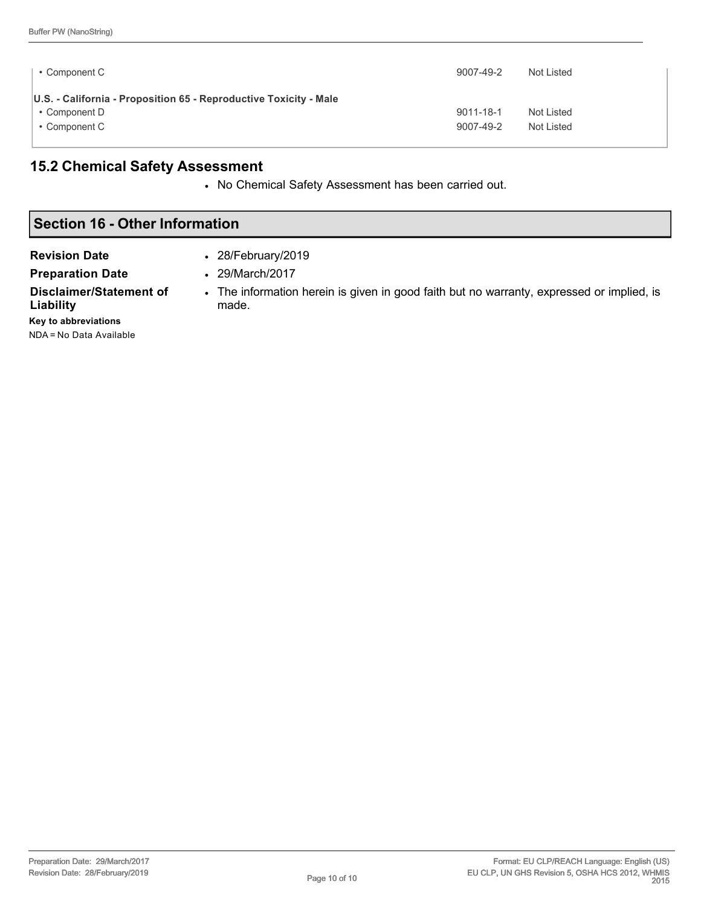| | | |
|---|---|---|
| • Component C | 9007-49-2 | Not Listed |
| **U.S. - California - Proposition 65 - Reproductive Toxicity - Male** | | |
| • Component D | 9011-18-1 | Not Listed |
| • Component C | 9007-49-2 | Not Listed |

## 15.2 Chemical Safety Assessment

- No Chemical Safety Assessment has been carried out.

## Section 16 - Other Information

**Revision Date**
- 28/February/2019

**Preparation Date**
- 29/March/2017

**Disclaimer/Statement of Liability**
- The information herein is given in good faith but no warranty, expressed or implied, is made.

**Key to abbreviations**

NDA = No Data Available